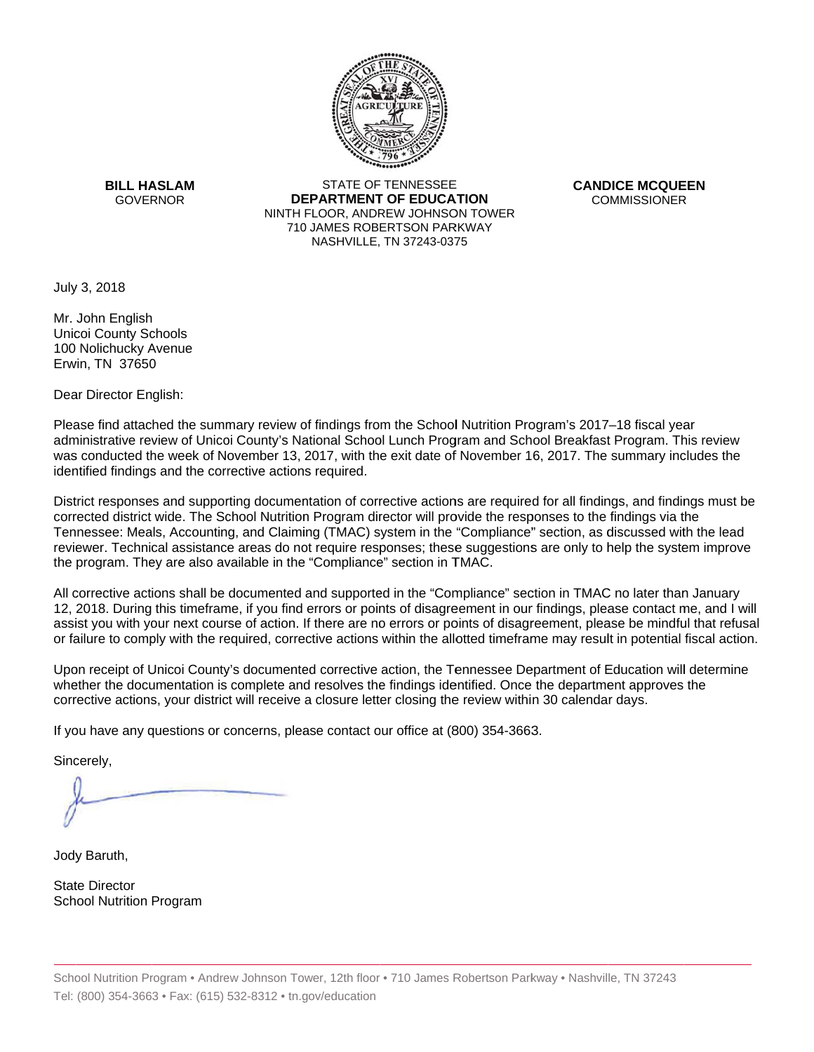**BILL HASLAM**
GOVERNOR

STATE OF TENNESSEE
**DEPARTMENT OF EDUCATION**
NINTH FLOOR, ANDREW JOHNSON TOWER
710 JAMES ROBERTSON PARKWAY
NASHVILLE, TN 37243-0375

**CANDICE MCQUEEN**
COMMISSIONER

July 3, 2018

Mr. John English
Unicoi County Schools
100 Nolichucky Avenue
Erwin, TN 37650

Dear Director English:

Please find attached the summary review of findings from the School Nutrition Program's 2017–18 fiscal year administrative review of Unicoi County's National School Lunch Program and School Breakfast Program. This review was conducted the week of November 13, 2017, with the exit date of November 16, 2017. The summary includes the identified findings and the corrective actions required.

District responses and supporting documentation of corrective actions are required for all findings, and findings must be corrected district wide. The School Nutrition Program director will provide the responses to the findings via the Tennessee: Meals, Accounting, and Claiming (TMAC) system in the "Compliance" section, as discussed with the lead reviewer. Technical assistance areas do not require responses; these suggestions are only to help the system improve the program. They are also available in the "Compliance" section in TMAC.

All corrective actions shall be documented and supported in the "Compliance" section in TMAC no later than January 12, 2018. During this timeframe, if you find errors or points of disagreement in our findings, please contact me, and I will assist you with your next course of action. If there are no errors or points of disagreement, please be mindful that refusal or failure to comply with the required, corrective actions within the allotted timeframe may result in potential fiscal action.

Upon receipt of Unicoi County's documented corrective action, the Tennessee Department of Education will determine whether the documentation is complete and resolves the findings identified. Once the department approves the corrective actions, your district will receive a closure letter closing the review within 30 calendar days.

If you have any questions or concerns, please contact our office at (800) 354-3663.

Sincerely,

Jody Baruth,

State Director
School Nutrition Program

School Nutrition Program • Andrew Johnson Tower, 12th floor • 710 James Robertson Parkway • Nashville, TN 37243
Tel: (800) 354-3663 • Fax: (615) 532-8312 • tn.gov/education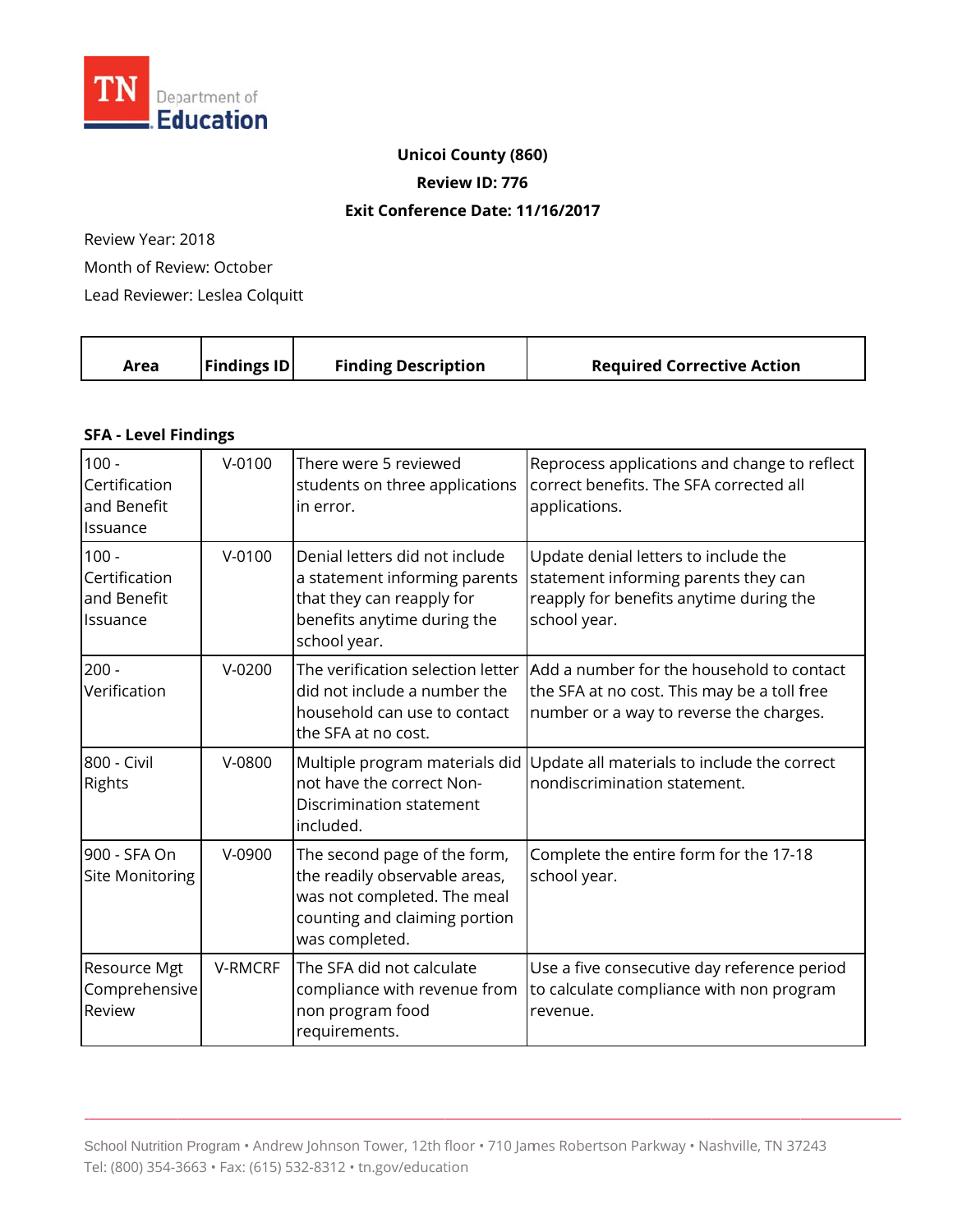**Unicoi County (860)**

**Review ID: 776**

**Exit Conference Date: 11/16/2017**

Review Year: 2018

Month of Review: October

Lead Reviewer: Leslea Colquitt

| Area | Findings ID | Finding Description | Required Corrective Action |
|---|---|---|---|
| **SFA - Level Findings** | | | |
| 100 - Certification and Benefit Issuance | V-0100 | There were 5 reviewed students on three applications in error. | Reprocess applications and change to reflect correct benefits. The SFA corrected all applications. |
| 100 - Certification and Benefit Issuance | V-0100 | Denial letters did not include a statement informing parents that they can reapply for benefits anytime during the school year. | Update denial letters to include the statement informing parents they can reapply for benefits anytime during the school year. |
| 200 - Verification | V-0200 | The verification selection letter did not include a number the household can use to contact the SFA at no cost. | Add a number for the household to contact the SFA at no cost. This may be a toll free number or a way to reverse the charges. |
| 800 - Civil Rights | V-0800 | Multiple program materials did not have the correct Non-Discrimination statement included. | Update all materials to include the correct nondiscrimination statement. |
| 900 - SFA On Site Monitoring | V-0900 | The second page of the form, the readily observable areas, was not completed. The meal counting and claiming portion was completed. | Complete the entire form for the 17-18 school year. |
| Resource Mgt Comprehensive Review | V-RMCRF | The SFA did not calculate compliance with revenue from non program food requirements. | Use a five consecutive day reference period to calculate compliance with non program revenue. |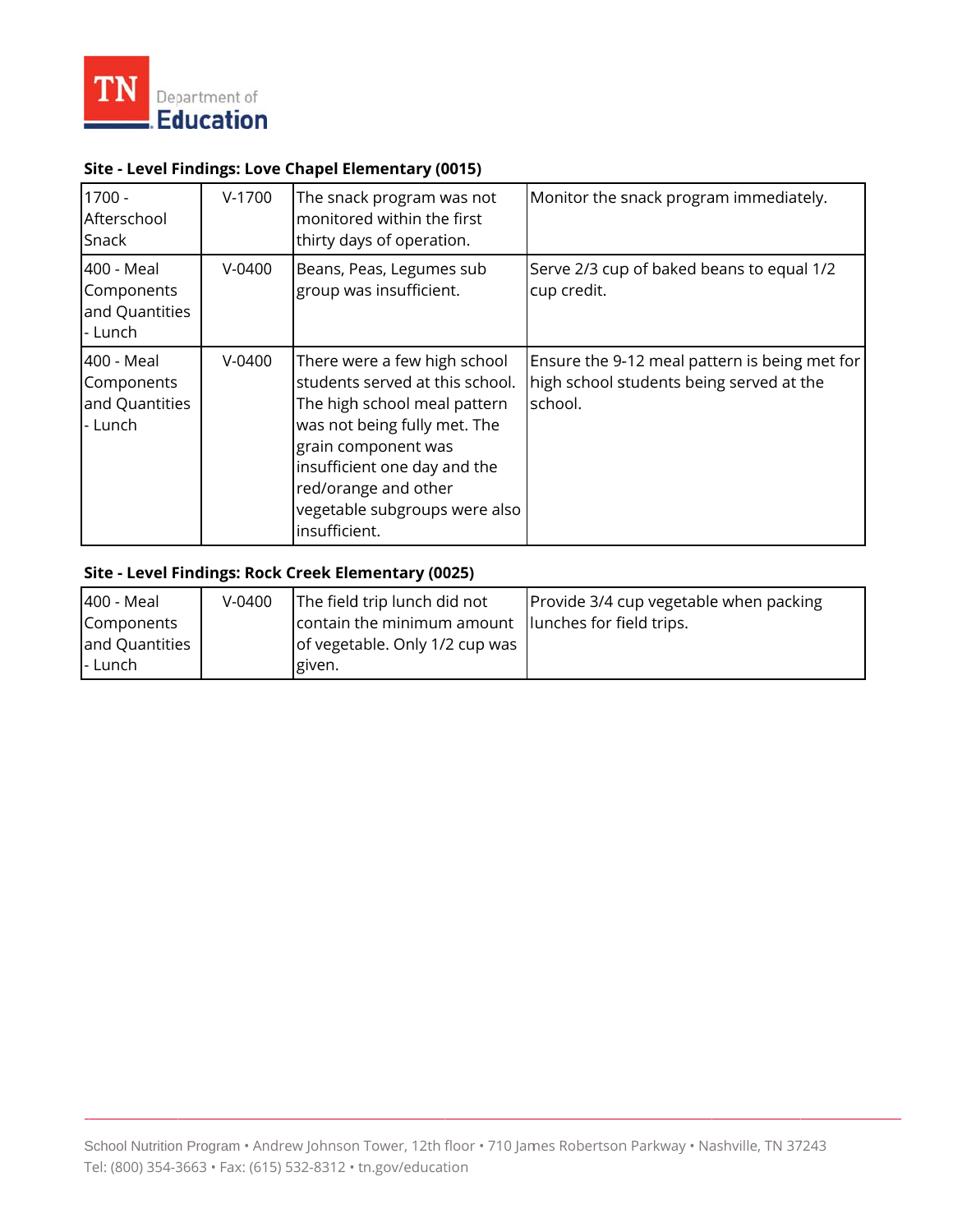**Site - Level Findings: Love Chapel Elementary (0015)**

| | | | |
|---|---|---|---|
| 1700 - Afterschool Snack | V-1700 | The snack program was not monitored within the first thirty days of operation. | Monitor the snack program immediately. |
| 400 - Meal Components and Quantities - Lunch | V-0400 | Beans, Peas, Legumes sub group was insufficient. | Serve 2/3 cup of baked beans to equal 1/2 cup credit. |
| 400 - Meal Components and Quantities - Lunch | V-0400 | There were a few high school students served at this school. The high school meal pattern was not being fully met. The grain component was insufficient one day and the red/orange and other vegetable subgroups were also insufficient. | Ensure the 9-12 meal pattern is being met for high school students being served at the school. |

**Site - Level Findings: Rock Creek Elementary (0025)**

| | | | |
|---|---|---|---|
| 400 - Meal Components and Quantities - Lunch | V-0400 | The field trip lunch did not contain the minimum amount of vegetable. Only 1/2 cup was given. | Provide 3/4 cup vegetable when packing lunches for field trips. |